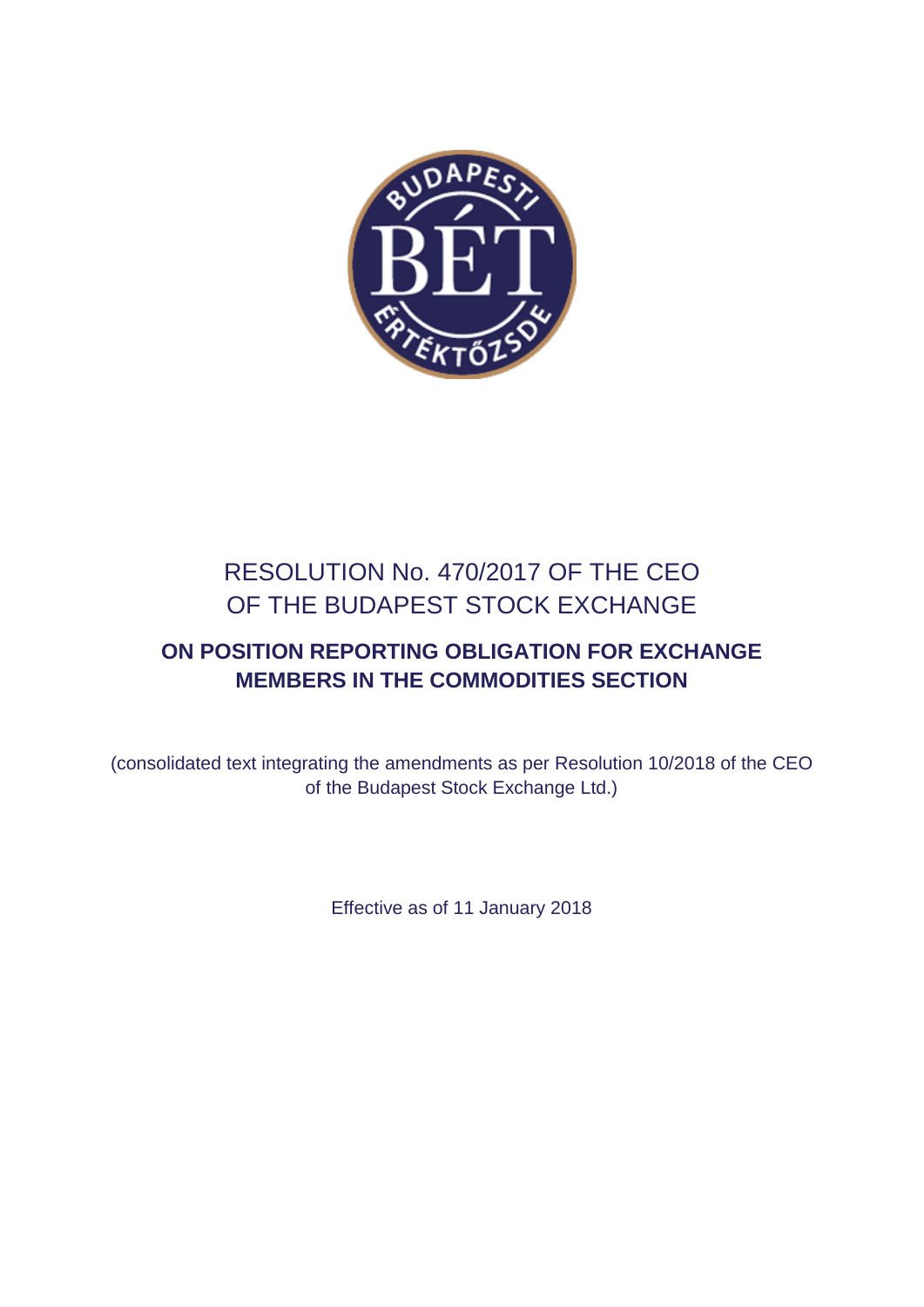# RESOLUTION No. 470/2017 OF THE CEO OF THE BUDAPEST STOCK EXCHANGE

## ON POSITION REPORTING OBLIGATION FOR EXCHANGE MEMBERS IN THE COMMODITIES SECTION

(consolidated text integrating the amendments as per Resolution 10/2018 of the CEO of the Budapest Stock Exchange Ltd.)

Effective as of 11 January 2018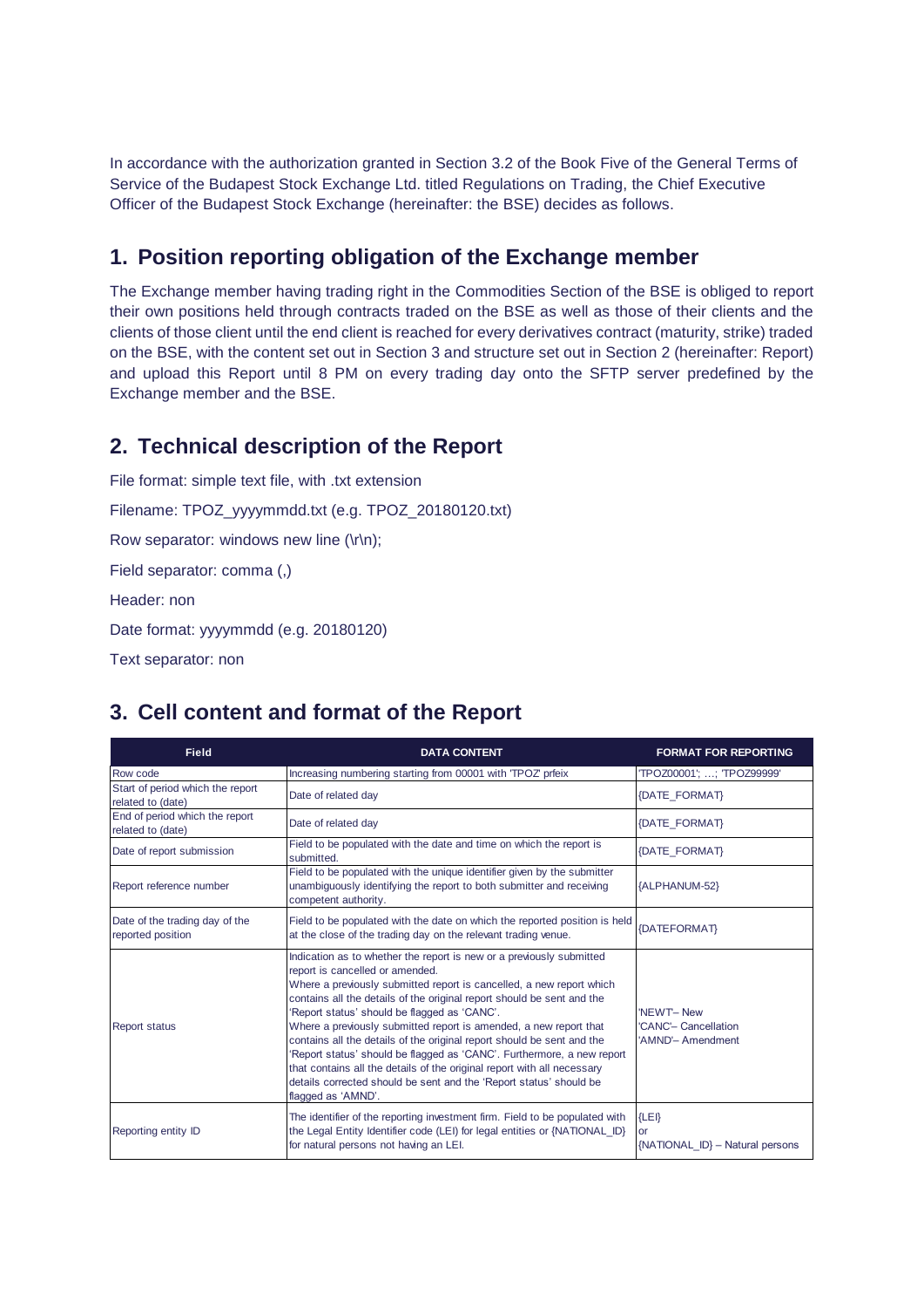In accordance with the authorization granted in Section 3.2 of the Book Five of the General Terms of Service of the Budapest Stock Exchange Ltd. titled Regulations on Trading, the Chief Executive Officer of the Budapest Stock Exchange (hereinafter: the BSE) decides as follows.

## 1. Position reporting obligation of the Exchange member

The Exchange member having trading right in the Commodities Section of the BSE is obliged to report their own positions held through contracts traded on the BSE as well as those of their clients and the clients of those client until the end client is reached for every derivatives contract (maturity, strike) traded on the BSE, with the content set out in Section 3 and structure set out in Section 2 (hereinafter: Report) and upload this Report until 8 PM on every trading day onto the SFTP server predefined by the Exchange member and the BSE.

## 2. Technical description of the Report

File format: simple text file, with .txt extension

Filename: TPOZ_yyyymmdd.txt (e.g. TPOZ_20180120.txt)

Row separator: windows new line (\r\n);

Field separator: comma (,)

Header: non

Date format: yyyymmdd (e.g. 20180120)

Text separator: non

## 3. Cell content and format of the Report

| Field | DATA CONTENT | FORMAT FOR REPORTING |
|---|---|---|
| Row code | Increasing numbering starting from 00001 with 'TPOZ' prfeix | 'TPOZ00001'; …; 'TPOZ99999' |
| Start of period which the report related to (date) | Date of related day | {DATE_FORMAT} |
| End of period which the report related to (date) | Date of related day | {DATE_FORMAT} |
| Date of report submission | Field to be populated with the date and time on which the report is submitted. | {DATE_FORMAT} |
| Report reference number | Field to be populated with the unique identifier given by the submitter unambiguously identifying the report to both submitter and receiving competent authority. | {ALPHANUM-52} |
| Date of the trading day of the reported position | Field to be populated with the date on which the reported position is held at the close of the trading day on the relevant trading venue. | {DATEFORMAT} |
| Report status | Indication as to whether the report is new or a previously submitted report is cancelled or amended.<br>Where a previously submitted report is cancelled, a new report which contains all the details of the original report should be sent and the 'Report status' should be flagged as 'CANC'.<br>Where a previously submitted report is amended, a new report that contains all the details of the original report should be sent and the 'Report status' should be flagged as 'CANC'. Furthermore, a new report that contains all the details of the original report with all necessary details corrected should be sent and the 'Report status' should be flagged as 'AMND'. | 'NEWT'– New<br>'CANC'– Cancellation<br>'AMND'– Amendment |
| Reporting entity ID | The identifier of the reporting investment firm. Field to be populated with the Legal Entity Identifier code (LEI) for legal entities or {NATIONAL_ID} for natural persons not having an LEI. | {LEI}<br>or<br>{NATIONAL_ID} – Natural persons |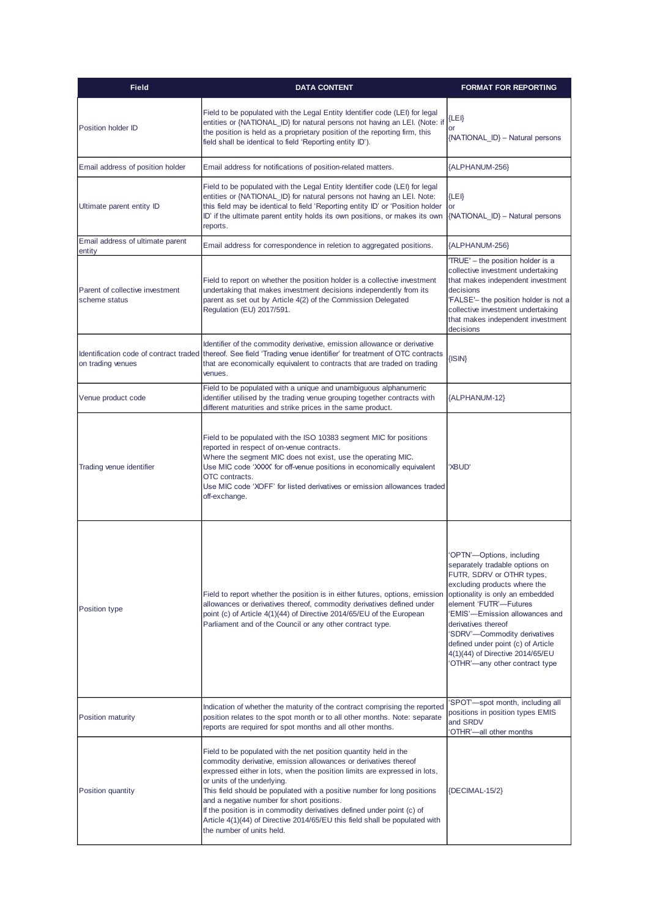| Field | DATA CONTENT | FORMAT FOR REPORTING |
| --- | --- | --- |
| Position holder ID | Field to be populated with the Legal Entity Identifier code (LEI) for legal entities or {NATIONAL_ID} for natural persons not having an LEI. (Note: if the position is held as a proprietary position of the reporting firm, this field shall be identical to field 'Reporting entity ID'). | {LEI}<br>or<br>{NATIONAL_ID} – Natural persons |
| Email address of position holder | Email address for notifications of position-related matters. | {ALPHANUM-256} |
| Ultimate parent entity ID | Field to be populated with the Legal Entity Identifier code (LEI) for legal entities or {NATIONAL_ID} for natural persons not having an LEI. Note: this field may be identical to field 'Reporting entity ID' or 'Position holder ID' if the ultimate parent entity holds its own positions, or makes its own reports. | {LEI}<br>or<br>{NATIONAL_ID} – Natural persons |
| Email address of ultimate parent entity | Email address for correspondence in reletion to aggregated positions. | {ALPHANUM-256} |
| Parent of collective investment scheme status | Field to report on whether the position holder is a collective investment undertaking that makes investment decisions independently from its parent as set out by Article 4(2) of the Commission Delegated Regulation (EU) 2017/591. | 'TRUE' – the position holder is a collective investment undertaking that makes independent investment decisions<br>'FALSE'– the position holder is not a collective investment undertaking that makes independent investment decisions |
| Identification code of contract traded on trading venues | Identifier of the commodity derivative, emission allowance or derivative thereof. See field 'Trading venue identifier' for treatment of OTC contracts that are economically equivalent to contracts that are traded on trading venues. | {ISIN} |
| Venue product code | Field to be populated with a unique and unambiguous alphanumeric identifier utilised by the trading venue grouping together contracts with different maturities and strike prices in the same product. | {ALPHANUM-12} |
| Trading venue identifier | Field to be populated with the ISO 10383 segment MIC for positions reported in respect of on-venue contracts.<br>Where the segment MIC does not exist, use the operating MIC.<br>Use MIC code 'XXXX' for off-venue positions in economically equivalent OTC contracts.<br>Use MIC code 'XOFF' for listed derivatives or emission allowances traded off-exchange. | 'XBUD' |
| Position type | Field to report whether the position is in either futures, options, emission allowances or derivatives thereof, commodity derivatives defined under point (c) of Article 4(1)(44) of Directive 2014/65/EU of the European Parliament and of the Council or any other contract type. | 'OPTN'—Options, including separately tradable options on FUTR, SDRV or OTHR types, excluding products where the optionality is only an embedded element 'FUTR'—Futures<br>'EMIS'—Emission allowances and derivatives thereof<br>'SDRV'—Commodity derivatives defined under point (c) of Article 4(1)(44) of Directive 2014/65/EU<br>'OTHR'—any other contract type |
| Position maturity | Indication of whether the maturity of the contract comprising the reported position relates to the spot month or to all other months. Note: separate reports are required for spot months and all other months. | 'SPOT'—spot month, including all positions in position types EMIS and SRDV<br>'OTHR'—all other months |
| Position quantity | Field to be populated with the net position quantity held in the commodity derivative, emission allowances or derivatives thereof expressed either in lots, when the position limits are expressed in lots, or units of the underlying.<br>This field should be populated with a positive number for long positions and a negative number for short positions.<br>If the position is in commodity derivatives defined under point (c) of Article 4(1)(44) of Directive 2014/65/EU this field shall be populated with the number of units held. | {DECIMAL-15/2} |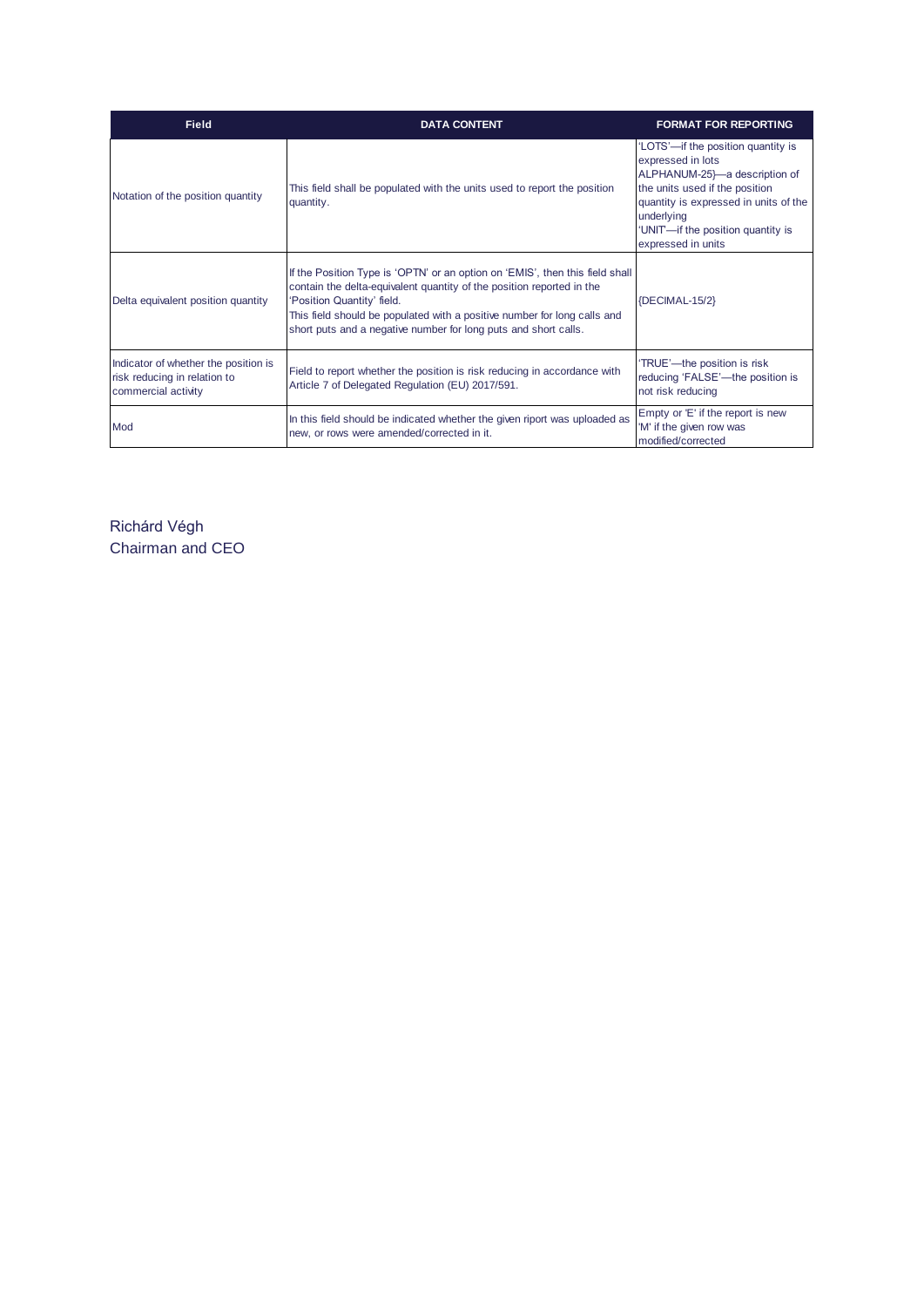| Field | DATA CONTENT | FORMAT FOR REPORTING |
| --- | --- | --- |
| Notation of the position quantity | This field shall be populated with the units used to report the position quantity. | 'LOTS'—if the position quantity is expressed in lots ALPHANUM-25}—a description of the units used if the position quantity is expressed in units of the underlying 'UNIT'—if the position quantity is expressed in units |
| Delta equivalent position quantity | If the Position Type is 'OPTN' or an option on 'EMIS', then this field shall contain the delta-equivalent quantity of the position reported in the 'Position Quantity' field. This field should be populated with a positive number for long calls and short puts and a negative number for long puts and short calls. | {DECIMAL-15/2} |
| Indicator of whether the position is risk reducing in relation to commercial activity | Field to report whether the position is risk reducing in accordance with Article 7 of Delegated Regulation (EU) 2017/591. | 'TRUE'—the position is risk reducing 'FALSE'—the position is not risk reducing |
| Mod | In this field should be indicated whether the given riport was uploaded as new, or rows were amended/corrected in it. | Empty or 'E' if the report is new 'M' if the given row was modified/corrected |

Richárd Végh
Chairman and CEO